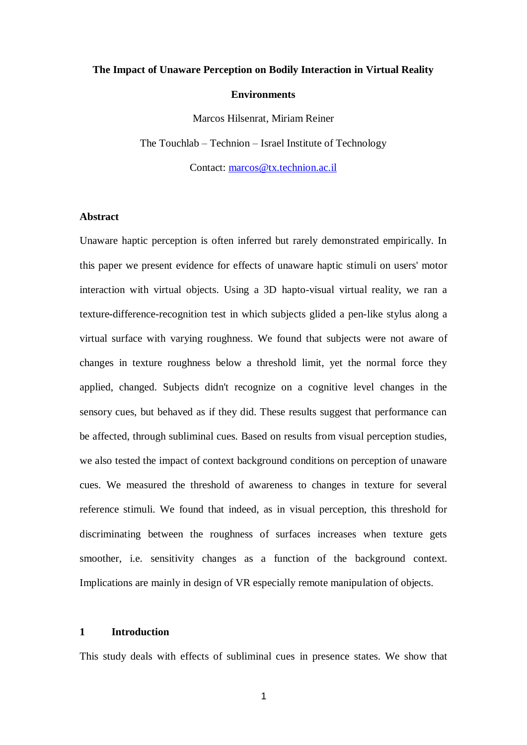# The Impact of Unaware Perception on Bodily Interaction in Virtual Reality Environments

Marcos Hilsenrat, Miriam Reiner

The Touchlab – Technion – Israel Institute of Technology

Contact: marcos@tx.technion.ac.il

## Abstract

Unaware haptic perception is often inferred but rarely demonstrated empirically. In this paper we present evidence for effects of unaware haptic stimuli on users' motor interaction with virtual objects. Using a 3D hapto-visual virtual reality, we ran a texture-difference-recognition test in which subjects glided a pen-like stylus along a virtual surface with varying roughness. We found that subjects were not aware of changes in texture roughness below a threshold limit, yet the normal force they applied, changed. Subjects didn't recognize on a cognitive level changes in the sensory cues, but behaved as if they did. These results suggest that performance can be affected, through subliminal cues. Based on results from visual perception studies, we also tested the impact of context background conditions on perception of unaware cues. We measured the threshold of awareness to changes in texture for several reference stimuli. We found that indeed, as in visual perception, this threshold for discriminating between the roughness of surfaces increases when texture gets smoother, i.e. sensitivity changes as a function of the background context. Implications are mainly in design of VR especially remote manipulation of objects.

## 1 Introduction

This study deals with effects of subliminal cues in presence states. We show that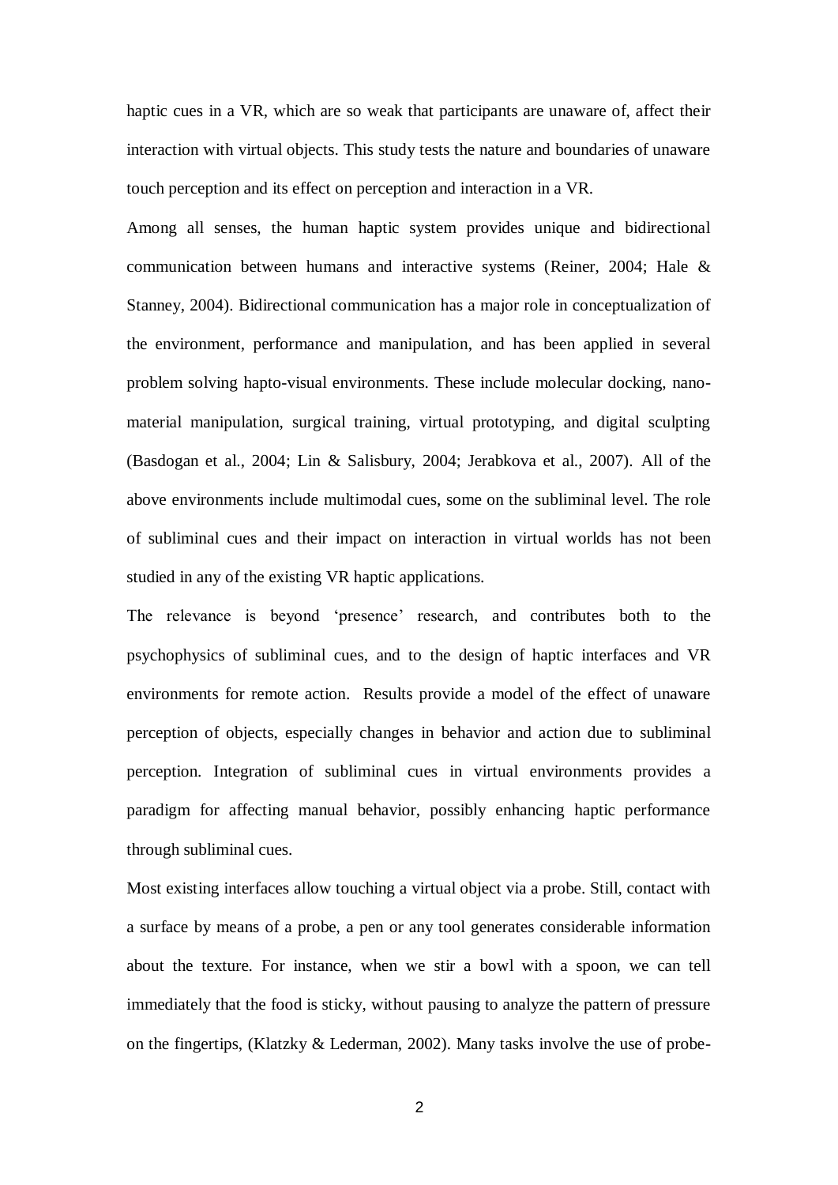haptic cues in a VR, which are so weak that participants are unaware of, affect their interaction with virtual objects. This study tests the nature and boundaries of unaware touch perception and its effect on perception and interaction in a VR.

Among all senses, the human haptic system provides unique and bidirectional communication between humans and interactive systems (Reiner, 2004; Hale & Stanney, 2004). Bidirectional communication has a major role in conceptualization of the environment, performance and manipulation, and has been applied in several problem solving hapto-visual environments. These include molecular docking, nano-material manipulation, surgical training, virtual prototyping, and digital sculpting (Basdogan et al., 2004; Lin & Salisbury, 2004; Jerabkova et al., 2007). All of the above environments include multimodal cues, some on the subliminal level. The role of subliminal cues and their impact on interaction in virtual worlds has not been studied in any of the existing VR haptic applications.

The relevance is beyond 'presence' research, and contributes both to the psychophysics of subliminal cues, and to the design of haptic interfaces and VR environments for remote action. Results provide a model of the effect of unaware perception of objects, especially changes in behavior and action due to subliminal perception. Integration of subliminal cues in virtual environments provides a paradigm for affecting manual behavior, possibly enhancing haptic performance through subliminal cues.

Most existing interfaces allow touching a virtual object via a probe. Still, contact with a surface by means of a probe, a pen or any tool generates considerable information about the texture. For instance, when we stir a bowl with a spoon, we can tell immediately that the food is sticky, without pausing to analyze the pattern of pressure on the fingertips, (Klatzky & Lederman, 2002). Many tasks involve the use of probe-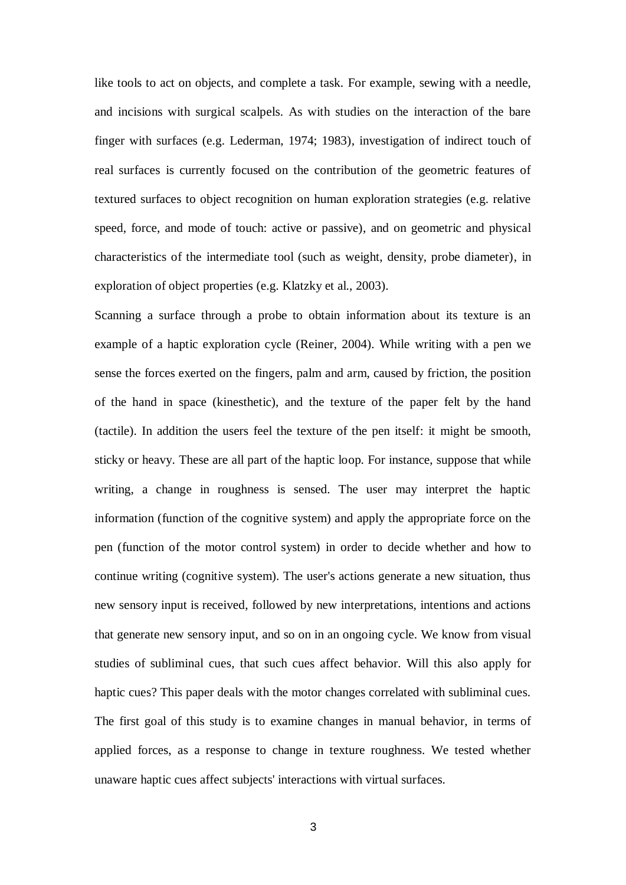like tools to act on objects, and complete a task. For example, sewing with a needle, and incisions with surgical scalpels. As with studies on the interaction of the bare finger with surfaces (e.g. Lederman, 1974; 1983), investigation of indirect touch of real surfaces is currently focused on the contribution of the geometric features of textured surfaces to object recognition on human exploration strategies (e.g. relative speed, force, and mode of touch: active or passive), and on geometric and physical characteristics of the intermediate tool (such as weight, density, probe diameter), in exploration of object properties (e.g. Klatzky et al., 2003).

Scanning a surface through a probe to obtain information about its texture is an example of a haptic exploration cycle (Reiner, 2004). While writing with a pen we sense the forces exerted on the fingers, palm and arm, caused by friction, the position of the hand in space (kinesthetic), and the texture of the paper felt by the hand (tactile). In addition the users feel the texture of the pen itself: it might be smooth, sticky or heavy. These are all part of the haptic loop. For instance, suppose that while writing, a change in roughness is sensed. The user may interpret the haptic information (function of the cognitive system) and apply the appropriate force on the pen (function of the motor control system) in order to decide whether and how to continue writing (cognitive system). The user's actions generate a new situation, thus new sensory input is received, followed by new interpretations, intentions and actions that generate new sensory input, and so on in an ongoing cycle. We know from visual studies of subliminal cues, that such cues affect behavior. Will this also apply for haptic cues? This paper deals with the motor changes correlated with subliminal cues. The first goal of this study is to examine changes in manual behavior, in terms of applied forces, as a response to change in texture roughness. We tested whether unaware haptic cues affect subjects' interactions with virtual surfaces.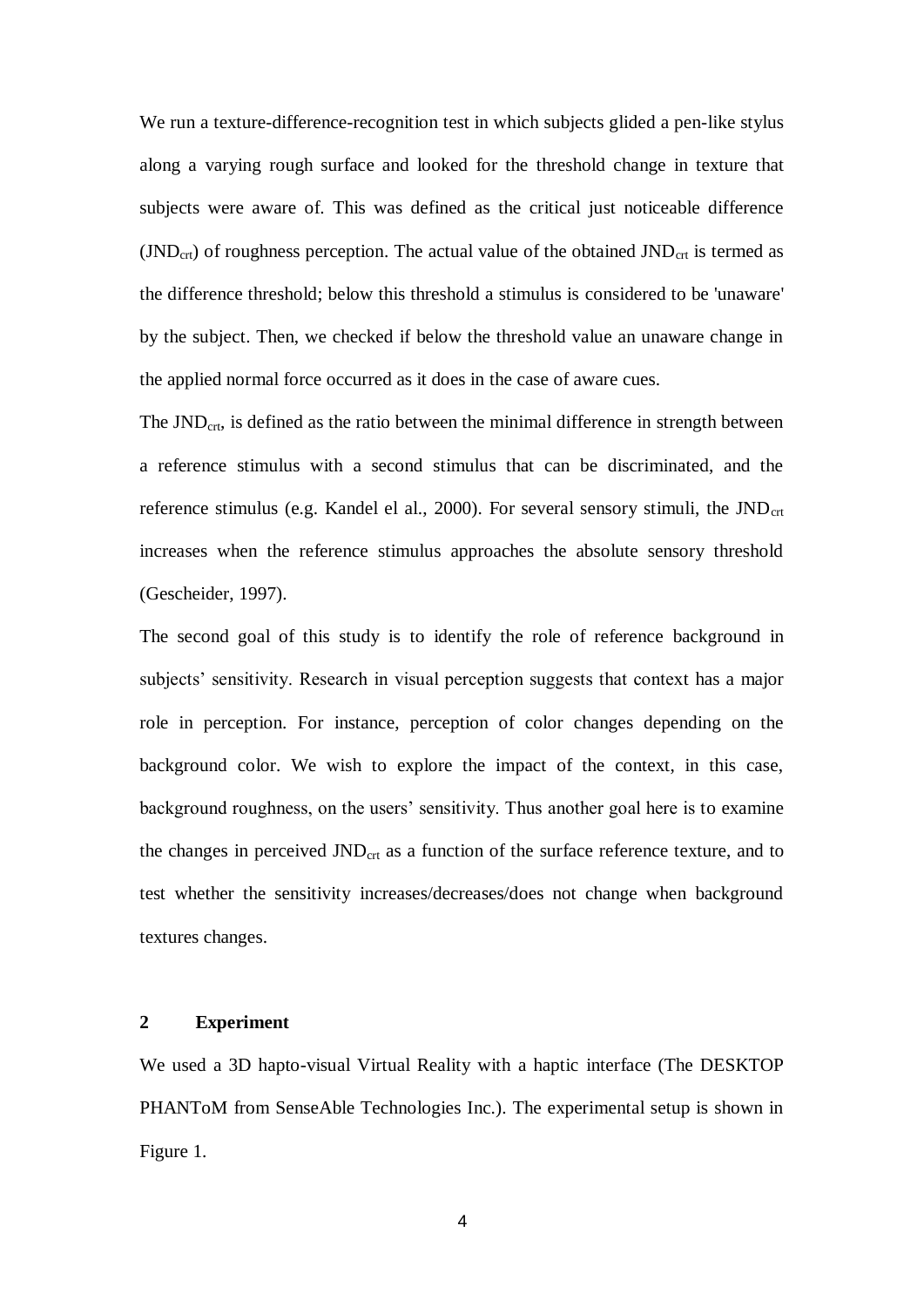We run a texture-difference-recognition test in which subjects glided a pen-like stylus along a varying rough surface and looked for the threshold change in texture that subjects were aware of. This was defined as the critical just noticeable difference ($JND_{crt}$) of roughness perception. The actual value of the obtained $JND_{crt}$ is termed as the difference threshold; below this threshold a stimulus is considered to be 'unaware' by the subject. Then, we checked if below the threshold value an unaware change in the applied normal force occurred as it does in the case of aware cues.

The $JND_{crt}$, is defined as the ratio between the minimal difference in strength between a reference stimulus with a second stimulus that can be discriminated, and the reference stimulus (e.g. Kandel el al., 2000). For several sensory stimuli, the $JND_{crt}$ increases when the reference stimulus approaches the absolute sensory threshold (Gescheider, 1997).

The second goal of this study is to identify the role of reference background in subjects' sensitivity. Research in visual perception suggests that context has a major role in perception. For instance, perception of color changes depending on the background color. We wish to explore the impact of the context, in this case, background roughness, on the users' sensitivity. Thus another goal here is to examine the changes in perceived $JND_{crt}$ as a function of the surface reference texture, and to test whether the sensitivity increases/decreases/does not change when background textures changes.

## 2 Experiment

We used a 3D hapto-visual Virtual Reality with a haptic interface (The DESKTOP PHANToM from SenseAble Technologies Inc.). The experimental setup is shown in Figure 1.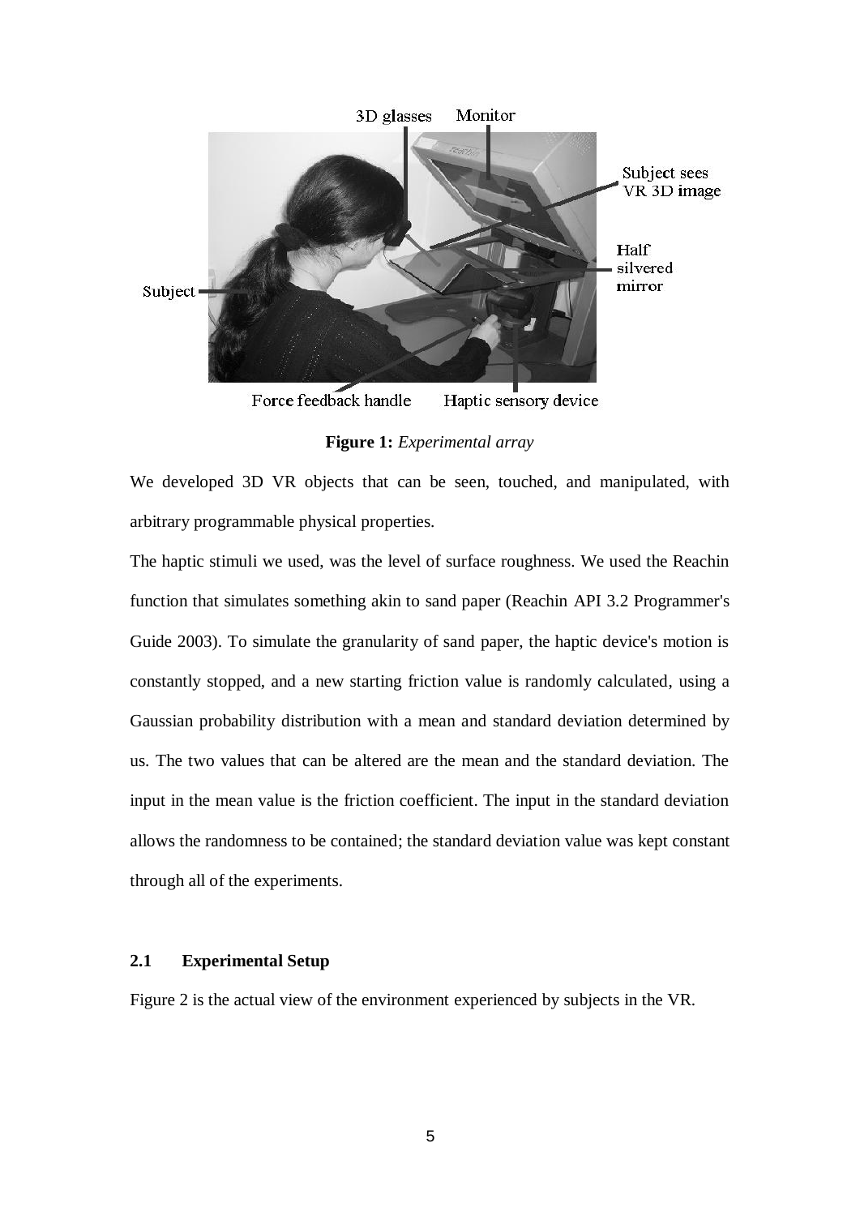**Figure 1:** *Experimental array*

We developed 3D VR objects that can be seen, touched, and manipulated, with arbitrary programmable physical properties.

The haptic stimuli we used, was the level of surface roughness. We used the Reachin function that simulates something akin to sand paper (Reachin API 3.2 Programmer's Guide 2003). To simulate the granularity of sand paper, the haptic device's motion is constantly stopped, and a new starting friction value is randomly calculated, using a Gaussian probability distribution with a mean and standard deviation determined by us. The two values that can be altered are the mean and the standard deviation. The input in the mean value is the friction coefficient. The input in the standard deviation allows the randomness to be contained; the standard deviation value was kept constant through all of the experiments.

## 2.1 Experimental Setup

Figure 2 is the actual view of the environment experienced by subjects in the VR.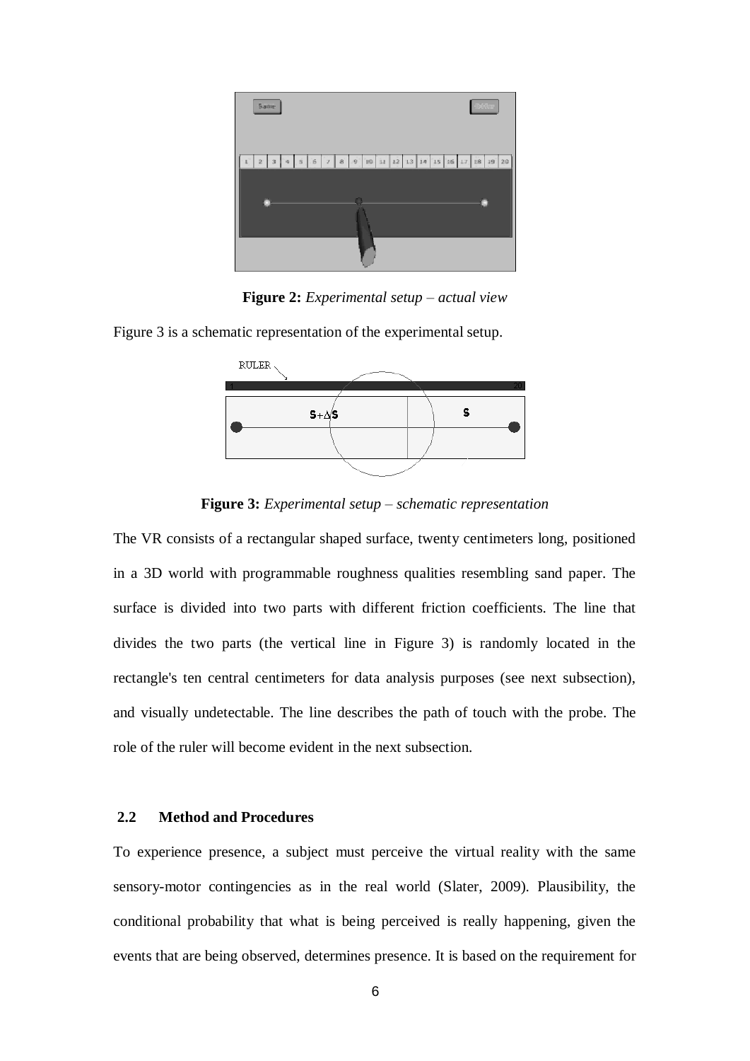**Figure 2:** *Experimental setup – actual view*

Figure 3 is a schematic representation of the experimental setup.

**Figure 3:** *Experimental setup – schematic representation*

The VR consists of a rectangular shaped surface, twenty centimeters long, positioned in a 3D world with programmable roughness qualities resembling sand paper. The surface is divided into two parts with different friction coefficients. The line that divides the two parts (the vertical line in Figure 3) is randomly located in the rectangle's ten central centimeters for data analysis purposes (see next subsection), and visually undetectable. The line describes the path of touch with the probe. The role of the ruler will become evident in the next subsection.

### 2.2 Method and Procedures

To experience presence, a subject must perceive the virtual reality with the same sensory-motor contingencies as in the real world (Slater, 2009). Plausibility, the conditional probability that what is being perceived is really happening, given the events that are being observed, determines presence. It is based on the requirement for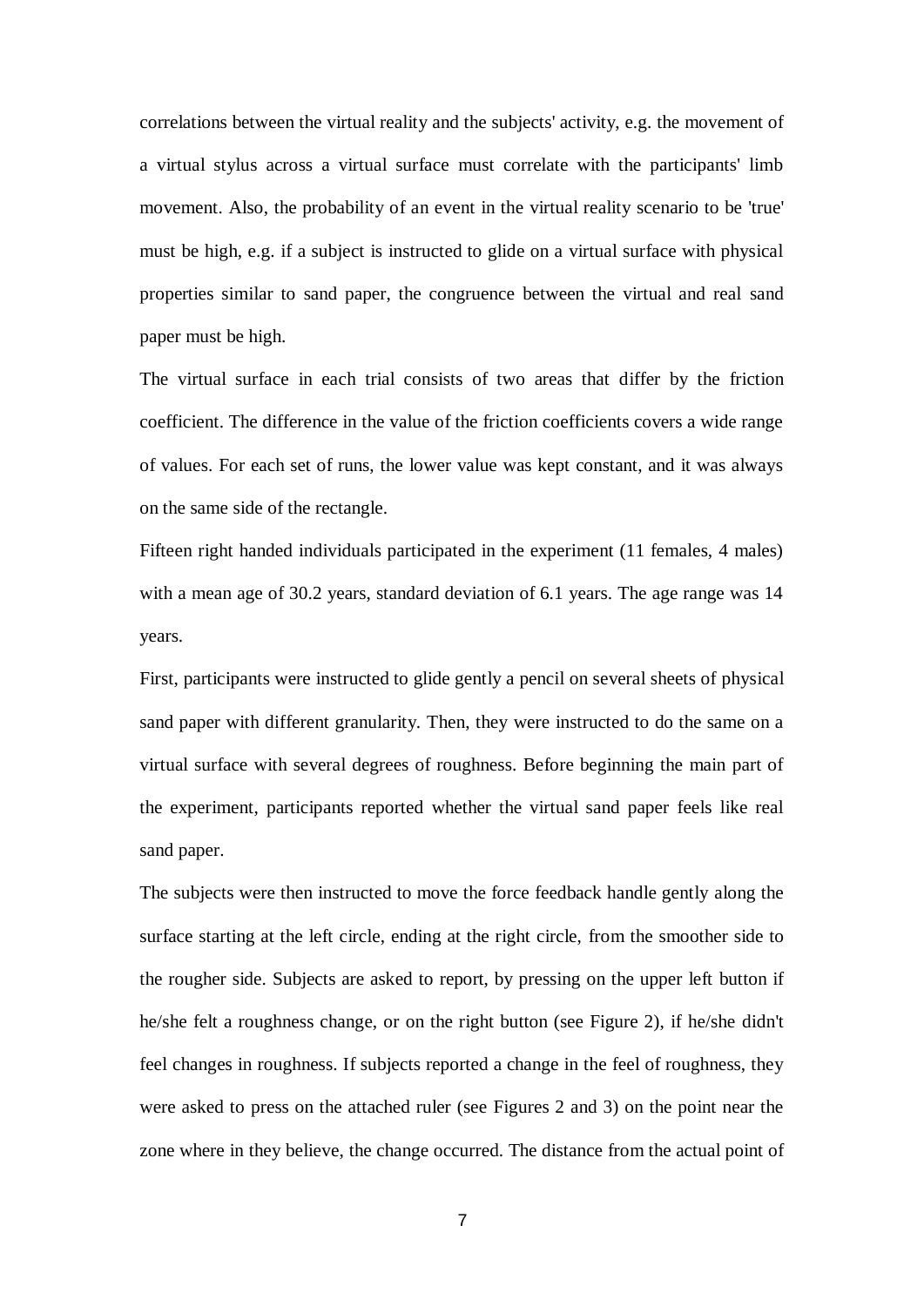correlations between the virtual reality and the subjects' activity, e.g. the movement of a virtual stylus across a virtual surface must correlate with the participants' limb movement. Also, the probability of an event in the virtual reality scenario to be 'true' must be high, e.g. if a subject is instructed to glide on a virtual surface with physical properties similar to sand paper, the congruence between the virtual and real sand paper must be high.

The virtual surface in each trial consists of two areas that differ by the friction coefficient. The difference in the value of the friction coefficients covers a wide range of values. For each set of runs, the lower value was kept constant, and it was always on the same side of the rectangle.

Fifteen right handed individuals participated in the experiment (11 females, 4 males) with a mean age of 30.2 years, standard deviation of 6.1 years. The age range was 14 years.

First, participants were instructed to glide gently a pencil on several sheets of physical sand paper with different granularity. Then, they were instructed to do the same on a virtual surface with several degrees of roughness. Before beginning the main part of the experiment, participants reported whether the virtual sand paper feels like real sand paper.

The subjects were then instructed to move the force feedback handle gently along the surface starting at the left circle, ending at the right circle, from the smoother side to the rougher side. Subjects are asked to report, by pressing on the upper left button if he/she felt a roughness change, or on the right button (see Figure 2), if he/she didn't feel changes in roughness. If subjects reported a change in the feel of roughness, they were asked to press on the attached ruler (see Figures 2 and 3) on the point near the zone where in they believe, the change occurred. The distance from the actual point of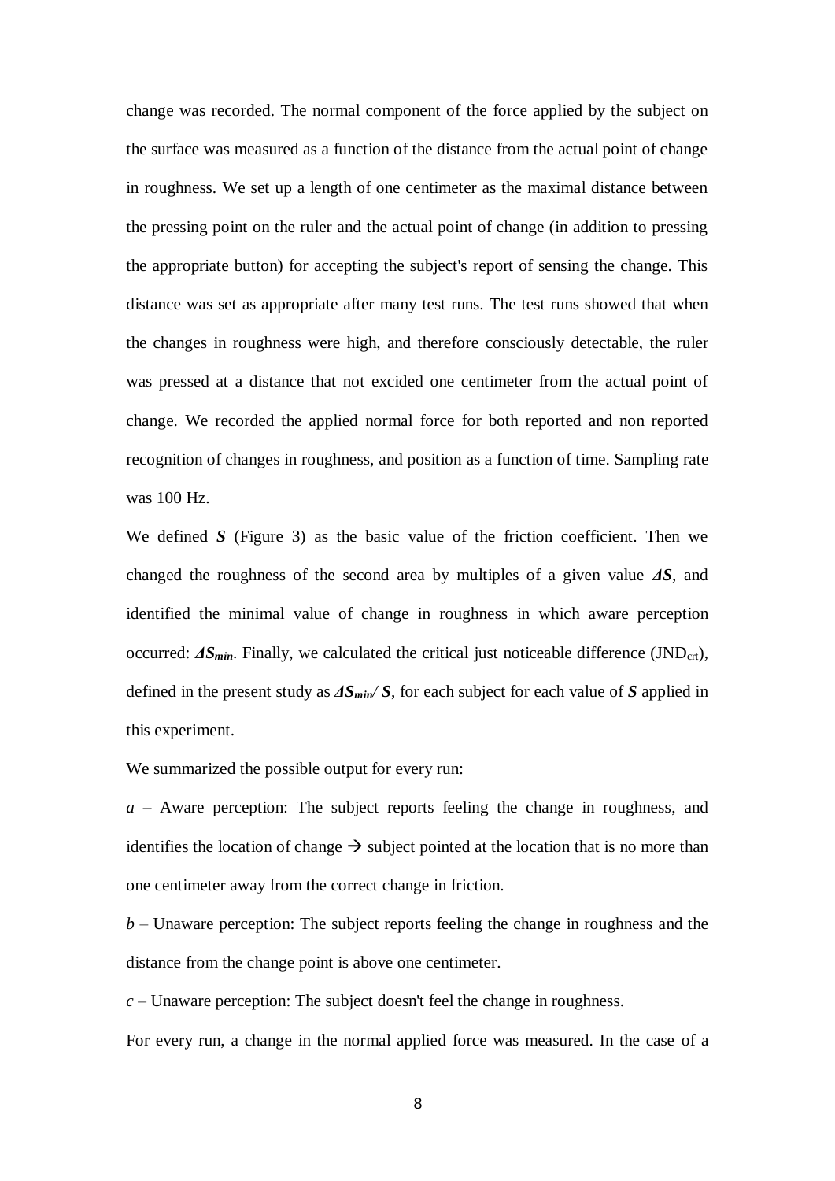change was recorded. The normal component of the force applied by the subject on the surface was measured as a function of the distance from the actual point of change in roughness. We set up a length of one centimeter as the maximal distance between the pressing point on the ruler and the actual point of change (in addition to pressing the appropriate button) for accepting the subject's report of sensing the change. This distance was set as appropriate after many test runs. The test runs showed that when the changes in roughness were high, and therefore consciously detectable, the ruler was pressed at a distance that not excided one centimeter from the actual point of change. We recorded the applied normal force for both reported and non reported recognition of changes in roughness, and position as a function of time. Sampling rate was 100 Hz.

We defined $\boldsymbol{S}$ (Figure 3) as the basic value of the friction coefficient. Then we changed the roughness of the second area by multiples of a given value $\boldsymbol{\Delta S}$, and identified the minimal value of change in roughness in which aware perception occurred: $\boldsymbol{\Delta S_{min}}$. Finally, we calculated the critical just noticeable difference ($JND_{crt}$), defined in the present study as $\boldsymbol{\Delta S_{min}/ S}$, for each subject for each value of $\boldsymbol{S}$ applied in this experiment.

We summarized the possible output for every run:

*a* – Aware perception: The subject reports feeling the change in roughness, and identifies the location of change → subject pointed at the location that is no more than one centimeter away from the correct change in friction.

*b* – Unaware perception: The subject reports feeling the change in roughness and the distance from the change point is above one centimeter.

*c* – Unaware perception: The subject doesn't feel the change in roughness.

For every run, a change in the normal applied force was measured. In the case of a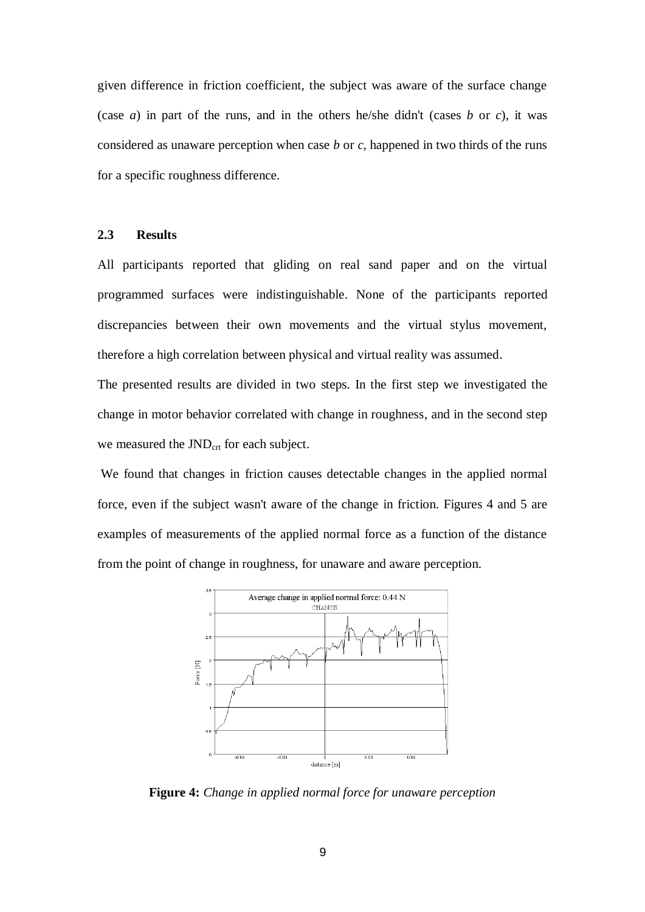given difference in friction coefficient, the subject was aware of the surface change (case *a*) in part of the runs, and in the others he/she didn't (cases *b* or *c*), it was considered as unaware perception when case *b* or *c*, happened in two thirds of the runs for a specific roughness difference.

### 2.3 Results

All participants reported that gliding on real sand paper and on the virtual programmed surfaces were indistinguishable. None of the participants reported discrepancies between their own movements and the virtual stylus movement, therefore a high correlation between physical and virtual reality was assumed.

The presented results are divided in two steps. In the first step we investigated the change in motor behavior correlated with change in roughness, and in the second step we measured the $JND_{crt}$ for each subject.

We found that changes in friction causes detectable changes in the applied normal force, even if the subject wasn't aware of the change in friction. Figures 4 and 5 are examples of measurements of the applied normal force as a function of the distance from the point of change in roughness, for unaware and aware perception.

**Figure 4:** *Change in applied normal force for unaware perception*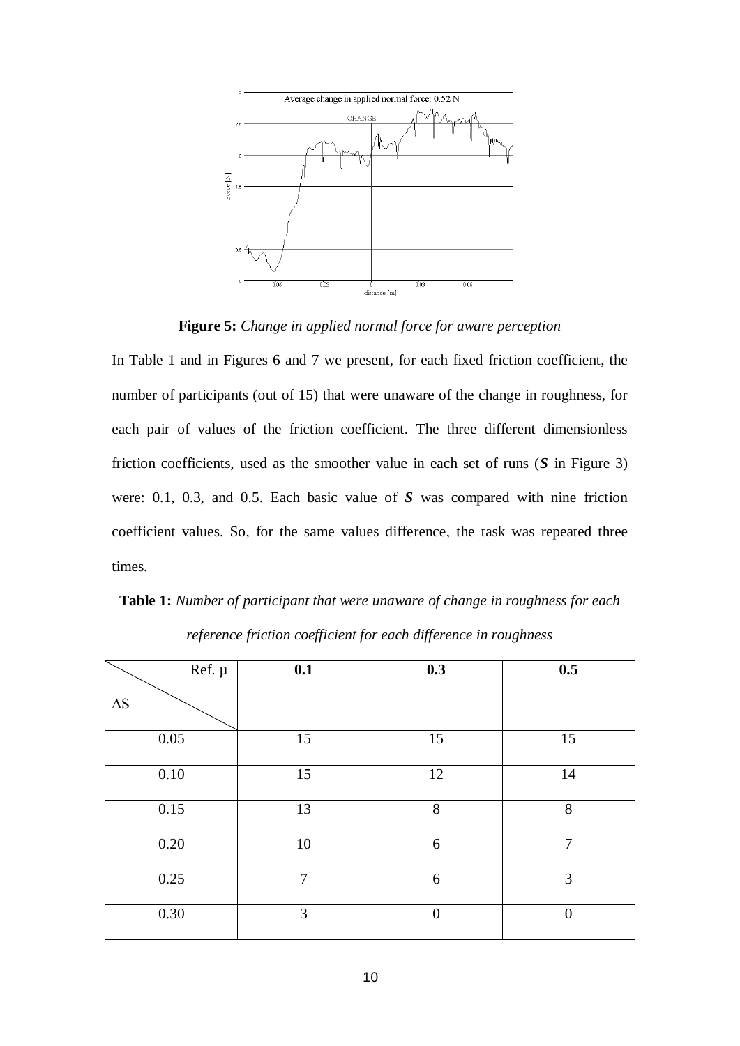**Figure 5:** *Change in applied normal force for aware perception*

In Table 1 and in Figures 6 and 7 we present, for each fixed friction coefficient, the number of participants (out of 15) that were unaware of the change in roughness, for each pair of values of the friction coefficient. The three different dimensionless friction coefficients, used as the smoother value in each set of runs (***S*** in Figure 3) were: 0.1, 0.3, and 0.5. Each basic value of ***S*** was compared with nine friction coefficient values. So, for the same values difference, the task was repeated three times.

**Table 1:** *Number of participant that were unaware of change in roughness for each reference friction coefficient for each difference in roughness*

| Ref. μ / ΔS | **0.1** | **0.3** | **0.5** |
|---|---|---|---|
| 0.05 | 15 | 15 | 15 |
| 0.10 | 15 | 12 | 14 |
| 0.15 | 13 | 8 | 8 |
| 0.20 | 10 | 6 | 7 |
| 0.25 | 7 | 6 | 3 |
| 0.30 | 3 | 0 | 0 |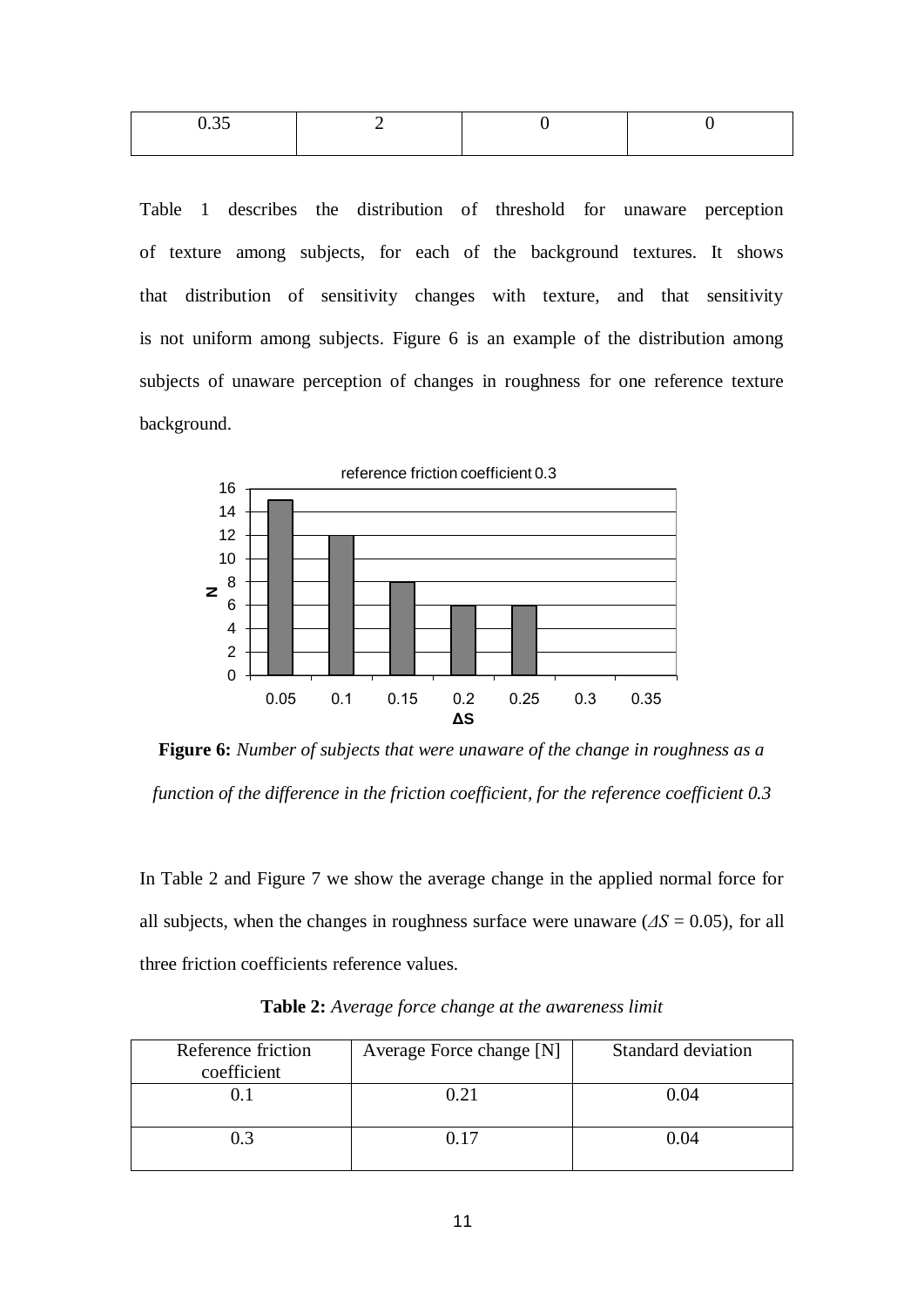| 0.35 | 2 | 0 | 0 |
|---|---|---|---|

Table 1 describes the distribution of threshold for unaware perception of texture among subjects, for each of the background textures. It shows that distribution of sensitivity changes with texture, and that sensitivity is not uniform among subjects. Figure 6 is an example of the distribution among subjects of unaware perception of changes in roughness for one reference texture background.

**Figure 6:** *Number of subjects that were unaware of the change in roughness as a function of the difference in the friction coefficient, for the reference coefficient 0.3*

In Table 2 and Figure 7 we show the average change in the applied normal force for all subjects, when the changes in roughness surface were unaware ($\Delta S$ = 0.05), for all three friction coefficients reference values.

**Table 2:** *Average force change at the awareness limit*

| Reference friction coefficient | Average Force change [N] | Standard deviation |
|---|---|---|
| 0.1 | 0.21 | 0.04 |
| 0.3 | 0.17 | 0.04 |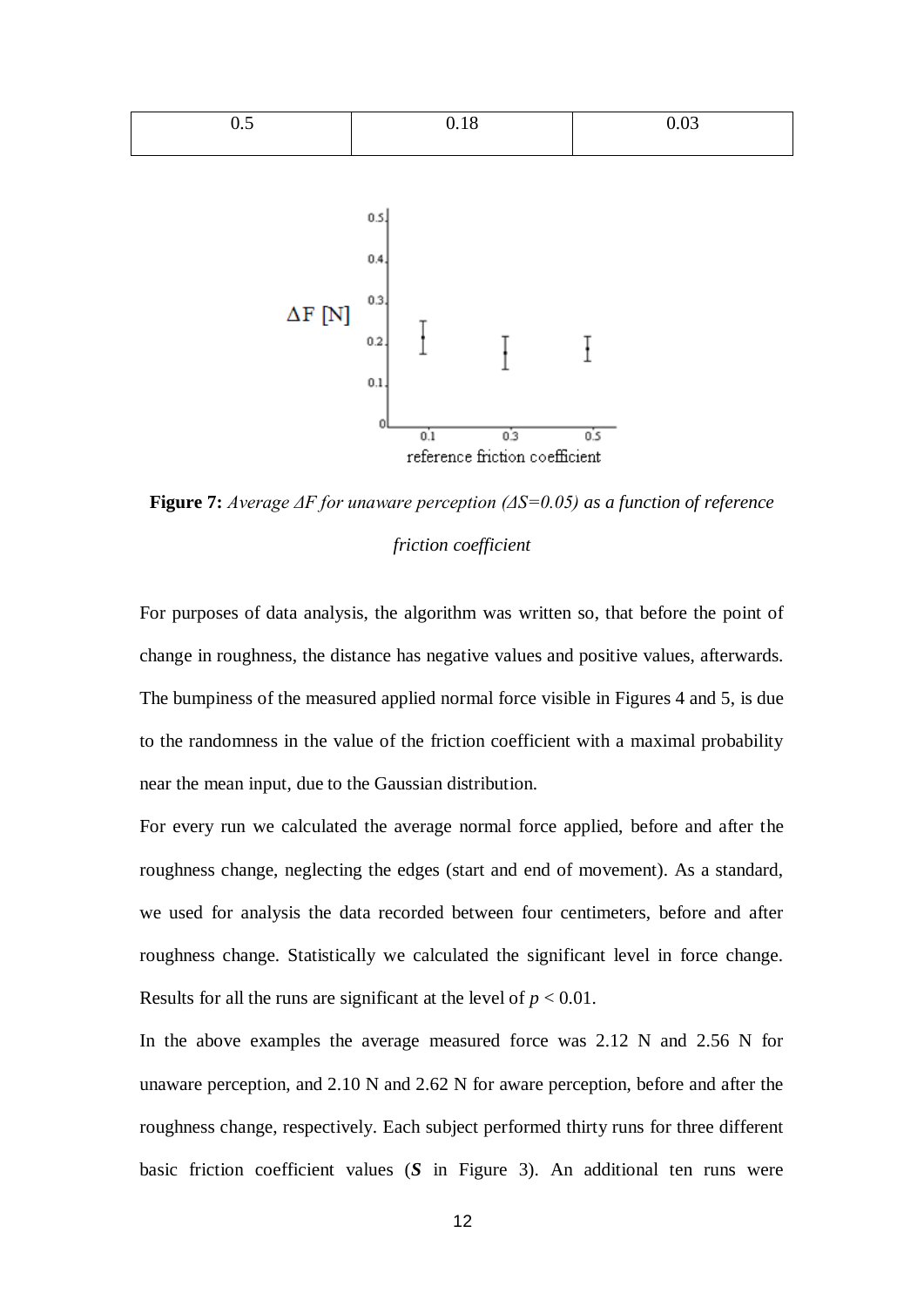| 0.5 | 0.18 | 0.03 |
|---|---|---|

**Figure 7:** *Average ΔF for unaware perception (ΔS=0.05) as a function of reference friction coefficient*

For purposes of data analysis, the algorithm was written so, that before the point of change in roughness, the distance has negative values and positive values, afterwards. The bumpiness of the measured applied normal force visible in Figures 4 and 5, is due to the randomness in the value of the friction coefficient with a maximal probability near the mean input, due to the Gaussian distribution.

For every run we calculated the average normal force applied, before and after the roughness change, neglecting the edges (start and end of movement). As a standard, we used for analysis the data recorded between four centimeters, before and after roughness change. Statistically we calculated the significant level in force change. Results for all the runs are significant at the level of $p < 0.01$.

In the above examples the average measured force was 2.12 N and 2.56 N for unaware perception, and 2.10 N and 2.62 N for aware perception, before and after the roughness change, respectively. Each subject performed thirty runs for three different basic friction coefficient values (***S*** in Figure 3). An additional ten runs were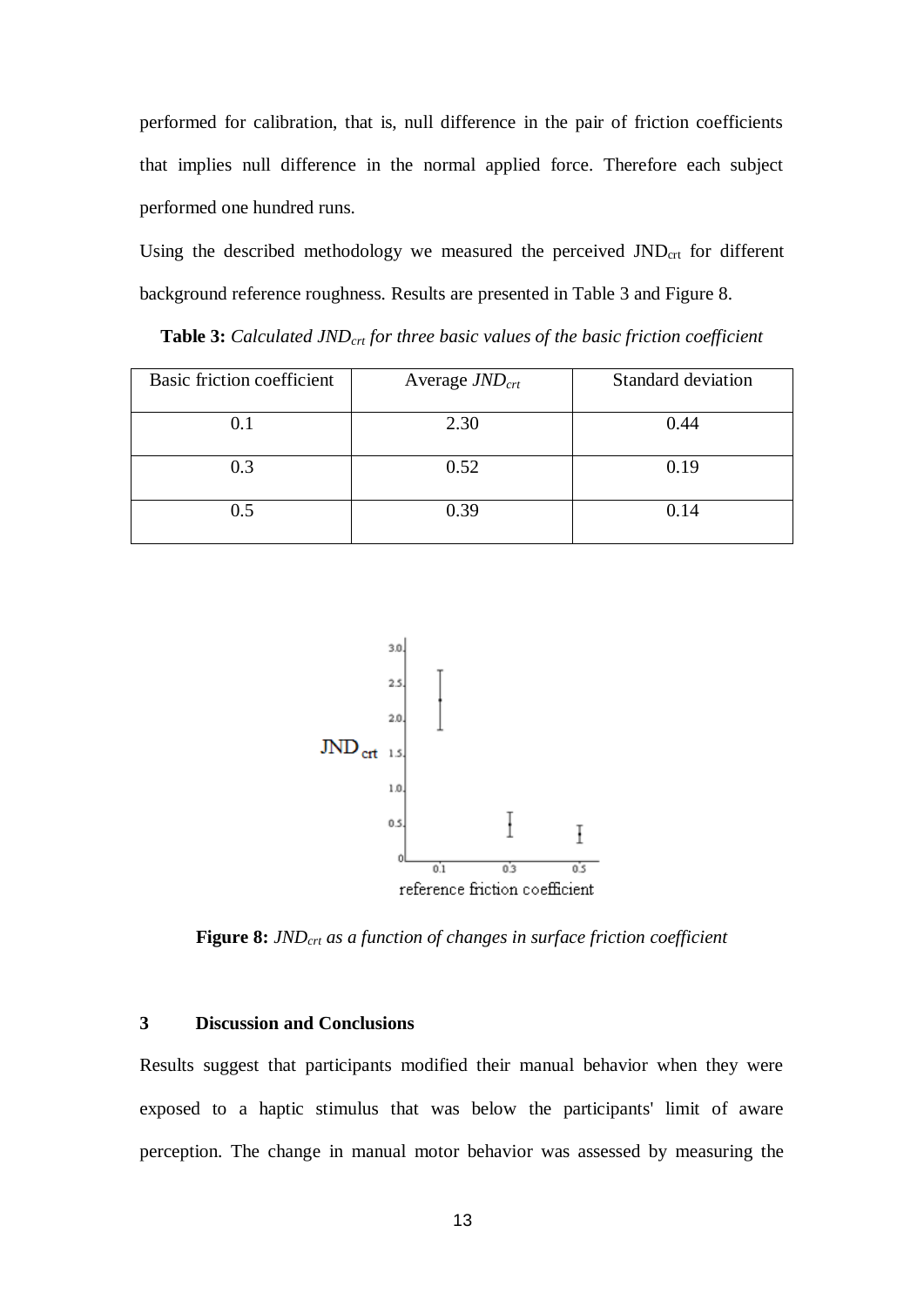performed for calibration, that is, null difference in the pair of friction coefficients that implies null difference in the normal applied force. Therefore each subject performed one hundred runs.

Using the described methodology we measured the perceived $JND_{crt}$ for different background reference roughness. Results are presented in Table 3 and Figure 8.

**Table 3:** *Calculated $JND_{crt}$ for three basic values of the basic friction coefficient*

| Basic friction coefficient | Average $JND_{crt}$ | Standard deviation |
| --- | --- | --- |
| 0.1 | 2.30 | 0.44 |
| 0.3 | 0.52 | 0.19 |
| 0.5 | 0.39 | 0.14 |

**Figure 8:** *$JND_{crt}$ as a function of changes in surface friction coefficient*

## 3 Discussion and Conclusions

Results suggest that participants modified their manual behavior when they were exposed to a haptic stimulus that was below the participants' limit of aware perception. The change in manual motor behavior was assessed by measuring the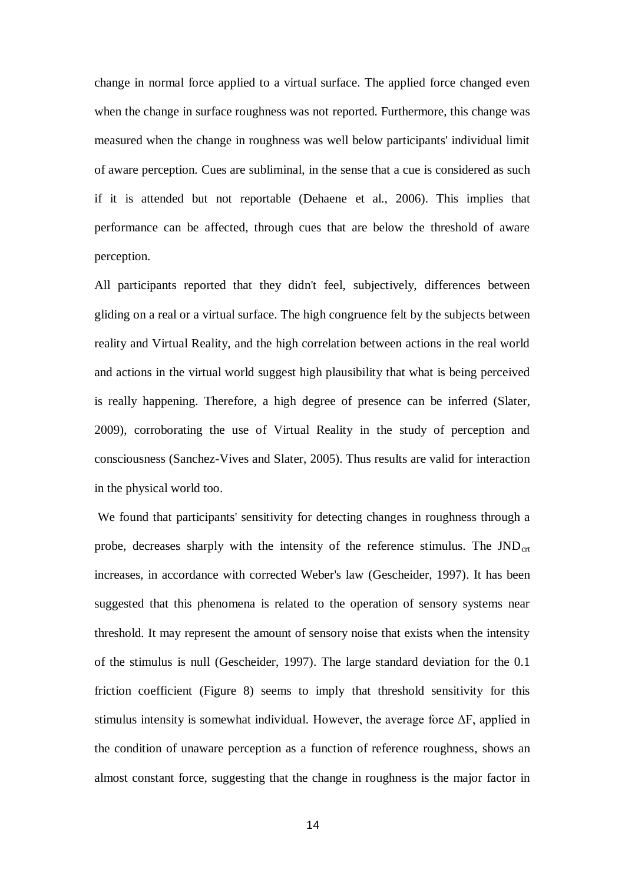change in normal force applied to a virtual surface. The applied force changed even when the change in surface roughness was not reported. Furthermore, this change was measured when the change in roughness was well below participants' individual limit of aware perception. Cues are subliminal, in the sense that a cue is considered as such if it is attended but not reportable (Dehaene et al., 2006). This implies that performance can be affected, through cues that are below the threshold of aware perception.

All participants reported that they didn't feel, subjectively, differences between gliding on a real or a virtual surface. The high congruence felt by the subjects between reality and Virtual Reality, and the high correlation between actions in the real world and actions in the virtual world suggest high plausibility that what is being perceived is really happening. Therefore, a high degree of presence can be inferred (Slater, 2009), corroborating the use of Virtual Reality in the study of perception and consciousness (Sanchez-Vives and Slater, 2005). Thus results are valid for interaction in the physical world too.

We found that participants' sensitivity for detecting changes in roughness through a probe, decreases sharply with the intensity of the reference stimulus. The $JND_{crt}$ increases, in accordance with corrected Weber's law (Gescheider, 1997). It has been suggested that this phenomena is related to the operation of sensory systems near threshold. It may represent the amount of sensory noise that exists when the intensity of the stimulus is null (Gescheider, 1997). The large standard deviation for the 0.1 friction coefficient (Figure 8) seems to imply that threshold sensitivity for this stimulus intensity is somewhat individual. However, the average force $\Delta F$, applied in the condition of unaware perception as a function of reference roughness, shows an almost constant force, suggesting that the change in roughness is the major factor in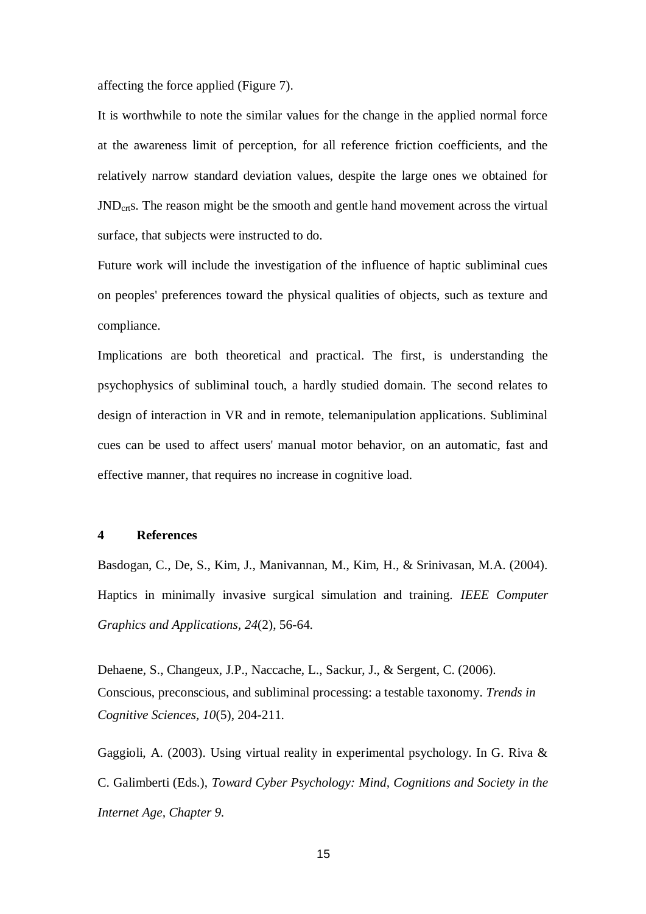affecting the force applied (Figure 7).

It is worthwhile to note the similar values for the change in the applied normal force at the awareness limit of perception, for all reference friction coefficients, and the relatively narrow standard deviation values, despite the large ones we obtained for $JND_{crt}$s. The reason might be the smooth and gentle hand movement across the virtual surface, that subjects were instructed to do.

Future work will include the investigation of the influence of haptic subliminal cues on peoples' preferences toward the physical qualities of objects, such as texture and compliance.

Implications are both theoretical and practical. The first, is understanding the psychophysics of subliminal touch, a hardly studied domain. The second relates to design of interaction in VR and in remote, telemanipulation applications. Subliminal cues can be used to affect users' manual motor behavior, on an automatic, fast and effective manner, that requires no increase in cognitive load.

## 4 References

Basdogan, C., De, S., Kim, J., Manivannan, M., Kim, H., & Srinivasan, M.A. (2004). Haptics in minimally invasive surgical simulation and training. *IEEE Computer Graphics and Applications, 24*(2), 56-64.

Dehaene, S., Changeux, J.P., Naccache, L., Sackur, J., & Sergent, C. (2006). Conscious, preconscious, and subliminal processing: a testable taxonomy. *Trends in Cognitive Sciences, 10*(5), 204-211.

Gaggioli, A. (2003). Using virtual reality in experimental psychology. In G. Riva & C. Galimberti (Eds.), *Toward Cyber Psychology: Mind, Cognitions and Society in the Internet Age, Chapter 9.*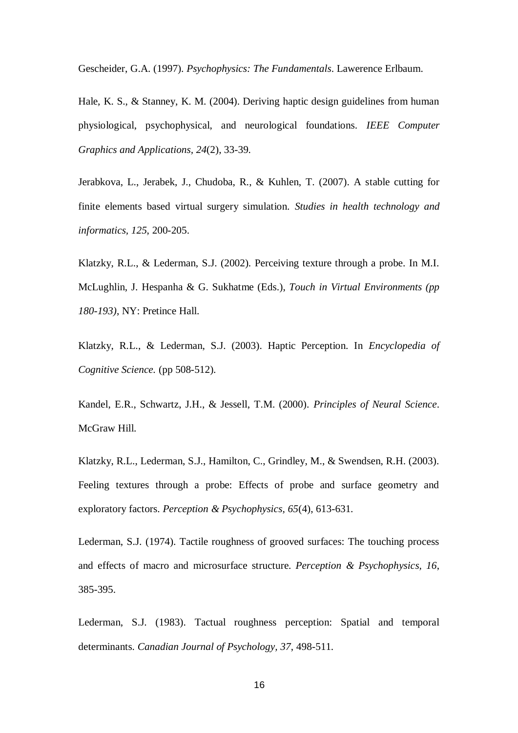Gescheider, G.A. (1997). *Psychophysics: The Fundamentals*. Lawerence Erlbaum.

Hale, K. S., & Stanney, K. M. (2004). Deriving haptic design guidelines from human physiological, psychophysical, and neurological foundations. *IEEE Computer Graphics and Applications, 24*(2), 33-39.

Jerabkova, L., Jerabek, J., Chudoba, R., & Kuhlen, T. (2007). A stable cutting for finite elements based virtual surgery simulation. *Studies in health technology and informatics, 125*, 200-205.

Klatzky, R.L., & Lederman, S.J. (2002). Perceiving texture through a probe. In M.I. McLughlin, J. Hespanha & G. Sukhatme (Eds.), *Touch in Virtual Environments (pp 180-193)*, NY: Pretince Hall.

Klatzky, R.L., & Lederman, S.J. (2003). Haptic Perception. In *Encyclopedia of Cognitive Science.* (pp 508-512).

Kandel, E.R., Schwartz, J.H., & Jessell, T.M. (2000). *Principles of Neural Science*. McGraw Hill.

Klatzky, R.L., Lederman, S.J., Hamilton, C., Grindley, M., & Swendsen, R.H. (2003). Feeling textures through a probe: Effects of probe and surface geometry and exploratory factors. *Perception & Psychophysics, 65*(4), 613-631.

Lederman, S.J. (1974). Tactile roughness of grooved surfaces: The touching process and effects of macro and microsurface structure. *Perception & Psychophysics, 16*, 385-395.

Lederman, S.J. (1983). Tactual roughness perception: Spatial and temporal determinants. *Canadian Journal of Psychology, 37*, 498-511.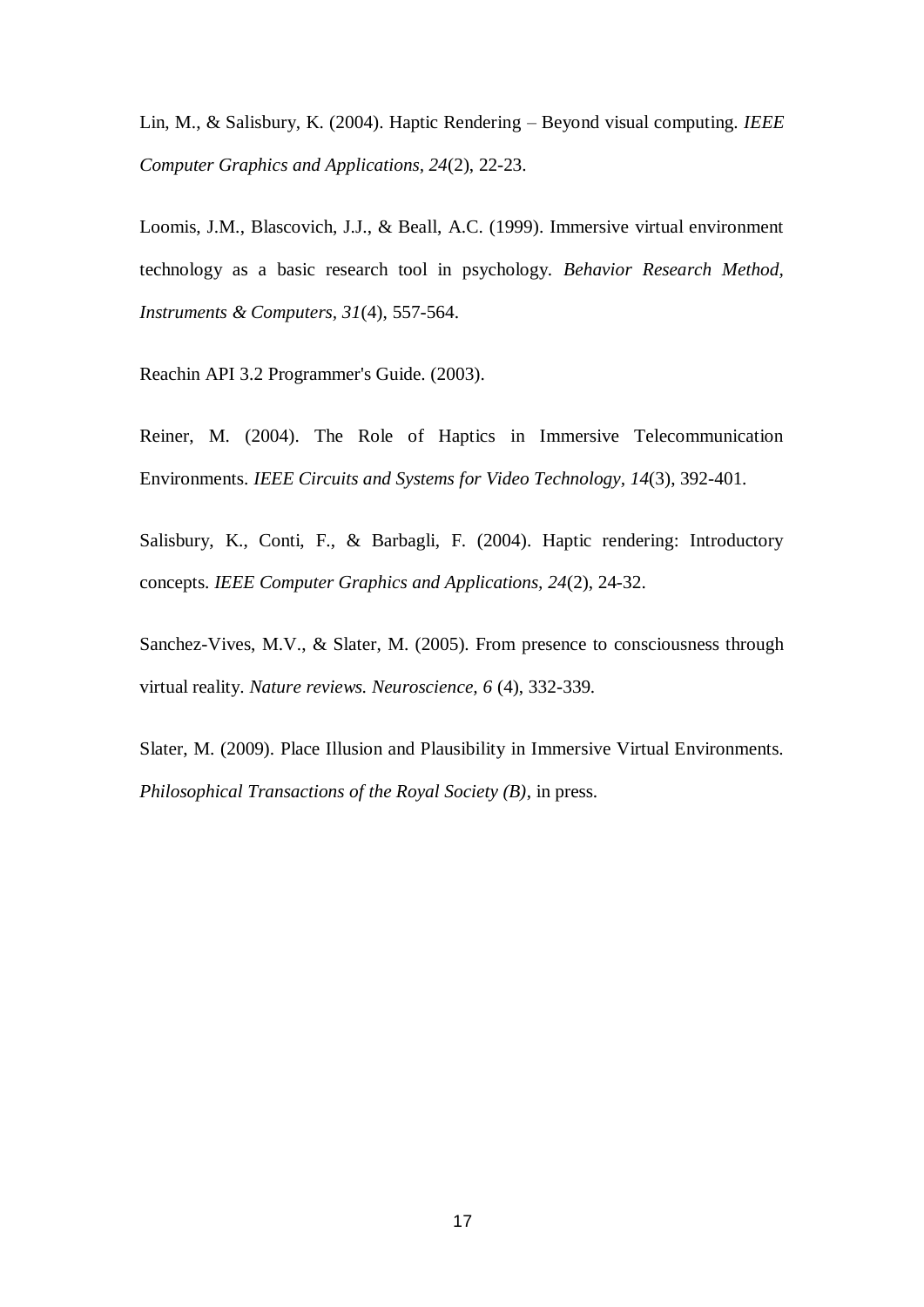Lin, M., & Salisbury, K. (2004). Haptic Rendering – Beyond visual computing. *IEEE Computer Graphics and Applications, 24*(2), 22-23.

Loomis, J.M., Blascovich, J.J., & Beall, A.C. (1999). Immersive virtual environment technology as a basic research tool in psychology. *Behavior Research Method, Instruments & Computers, 31*(4), 557-564.

Reachin API 3.2 Programmer's Guide. (2003).

Reiner, M. (2004). The Role of Haptics in Immersive Telecommunication Environments. *IEEE Circuits and Systems for Video Technology, 14*(3), 392-401.

Salisbury, K., Conti, F., & Barbagli, F. (2004). Haptic rendering: Introductory concepts. *IEEE Computer Graphics and Applications, 24*(2), 24-32.

Sanchez-Vives, M.V., & Slater, M. (2005). From presence to consciousness through virtual reality. *Nature reviews. Neuroscience, 6* (4), 332-339.

Slater, M. (2009). Place Illusion and Plausibility in Immersive Virtual Environments. *Philosophical Transactions of the Royal Society (B)*, in press.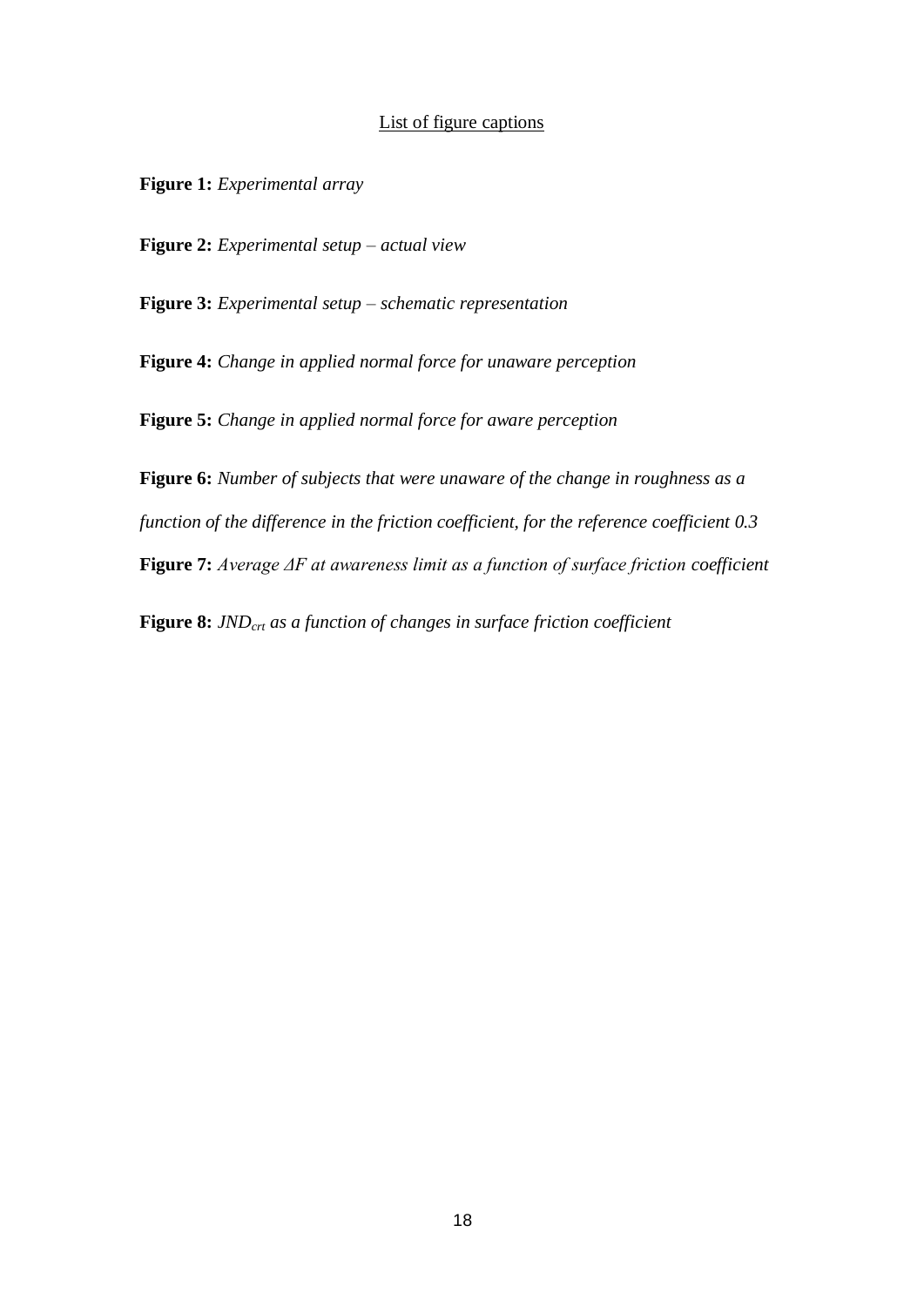List of figure captions

**Figure 1:** *Experimental array*

**Figure 2:** *Experimental setup – actual view*

**Figure 3:** *Experimental setup – schematic representation*

**Figure 4:** *Change in applied normal force for unaware perception*

**Figure 5:** *Change in applied normal force for aware perception*

**Figure 6:** *Number of subjects that were unaware of the change in roughness as a function of the difference in the friction coefficient, for the reference coefficient 0.3*

**Figure 7:** *Average $\Delta F$ at awareness limit as a function of surface friction coefficient*

**Figure 8:** *$JND_{crt}$ as a function of changes in surface friction coefficient*